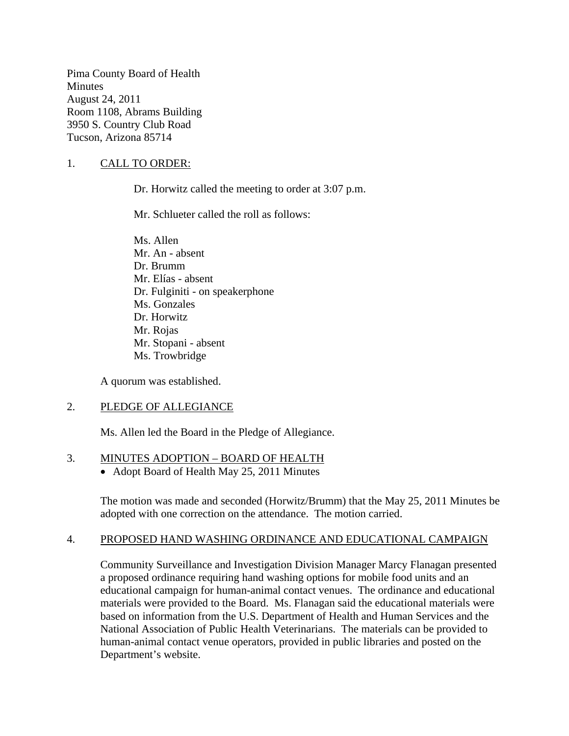Pima County Board of Health
Minutes
August 24, 2011
Room 1108, Abrams Building
3950 S. Country Club Road
Tucson, Arizona 85714

## 1. CALL TO ORDER:

Dr. Horwitz called the meeting to order at 3:07 p.m.

Mr. Schlueter called the roll as follows:

Ms. Allen
Mr. An - absent
Dr. Brumm
Mr. Elías - absent
Dr. Fulginiti - on speakerphone
Ms. Gonzales
Dr. Horwitz
Mr. Rojas
Mr. Stopani - absent
Ms. Trowbridge

A quorum was established.

## 2. PLEDGE OF ALLEGIANCE

Ms. Allen led the Board in the Pledge of Allegiance.

## 3. MINUTES ADOPTION – BOARD OF HEALTH

- Adopt Board of Health May 25, 2011 Minutes

The motion was made and seconded (Horwitz/Brumm) that the May 25, 2011 Minutes be adopted with one correction on the attendance. The motion carried.

## 4. PROPOSED HAND WASHING ORDINANCE AND EDUCATIONAL CAMPAIGN

Community Surveillance and Investigation Division Manager Marcy Flanagan presented a proposed ordinance requiring hand washing options for mobile food units and an educational campaign for human-animal contact venues. The ordinance and educational materials were provided to the Board. Ms. Flanagan said the educational materials were based on information from the U.S. Department of Health and Human Services and the National Association of Public Health Veterinarians. The materials can be provided to human-animal contact venue operators, provided in public libraries and posted on the Department's website.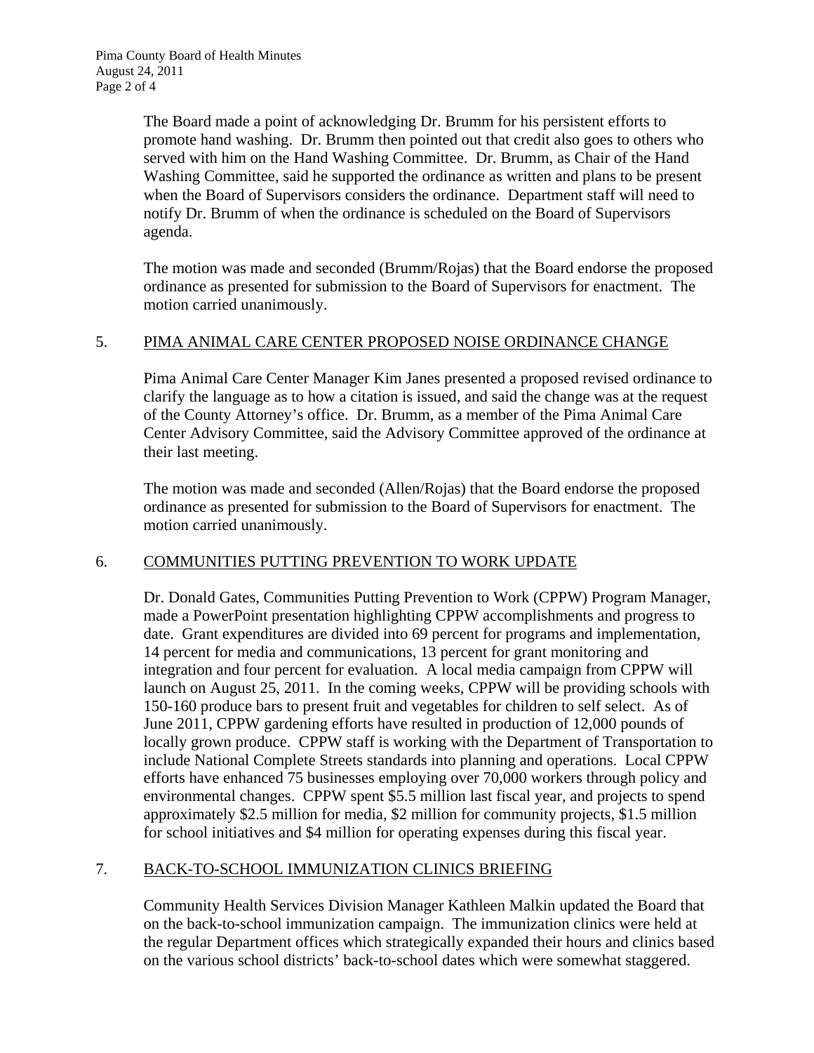The Board made a point of acknowledging Dr. Brumm for his persistent efforts to promote hand washing. Dr. Brumm then pointed out that credit also goes to others who served with him on the Hand Washing Committee. Dr. Brumm, as Chair of the Hand Washing Committee, said he supported the ordinance as written and plans to be present when the Board of Supervisors considers the ordinance. Department staff will need to notify Dr. Brumm of when the ordinance is scheduled on the Board of Supervisors agenda.

The motion was made and seconded (Brumm/Rojas) that the Board endorse the proposed ordinance as presented for submission to the Board of Supervisors for enactment. The motion carried unanimously.

5. PIMA ANIMAL CARE CENTER PROPOSED NOISE ORDINANCE CHANGE

Pima Animal Care Center Manager Kim Janes presented a proposed revised ordinance to clarify the language as to how a citation is issued, and said the change was at the request of the County Attorney's office. Dr. Brumm, as a member of the Pima Animal Care Center Advisory Committee, said the Advisory Committee approved of the ordinance at their last meeting.

The motion was made and seconded (Allen/Rojas) that the Board endorse the proposed ordinance as presented for submission to the Board of Supervisors for enactment. The motion carried unanimously.

6. COMMUNITIES PUTTING PREVENTION TO WORK UPDATE

Dr. Donald Gates, Communities Putting Prevention to Work (CPPW) Program Manager, made a PowerPoint presentation highlighting CPPW accomplishments and progress to date. Grant expenditures are divided into 69 percent for programs and implementation, 14 percent for media and communications, 13 percent for grant monitoring and integration and four percent for evaluation. A local media campaign from CPPW will launch on August 25, 2011. In the coming weeks, CPPW will be providing schools with 150-160 produce bars to present fruit and vegetables for children to self select. As of June 2011, CPPW gardening efforts have resulted in production of 12,000 pounds of locally grown produce. CPPW staff is working with the Department of Transportation to include National Complete Streets standards into planning and operations. Local CPPW efforts have enhanced 75 businesses employing over 70,000 workers through policy and environmental changes. CPPW spent $5.5 million last fiscal year, and projects to spend approximately $2.5 million for media, $2 million for community projects, $1.5 million for school initiatives and $4 million for operating expenses during this fiscal year.

7. BACK-TO-SCHOOL IMMUNIZATION CLINICS BRIEFING

Community Health Services Division Manager Kathleen Malkin updated the Board that on the back-to-school immunization campaign. The immunization clinics were held at the regular Department offices which strategically expanded their hours and clinics based on the various school districts' back-to-school dates which were somewhat staggered.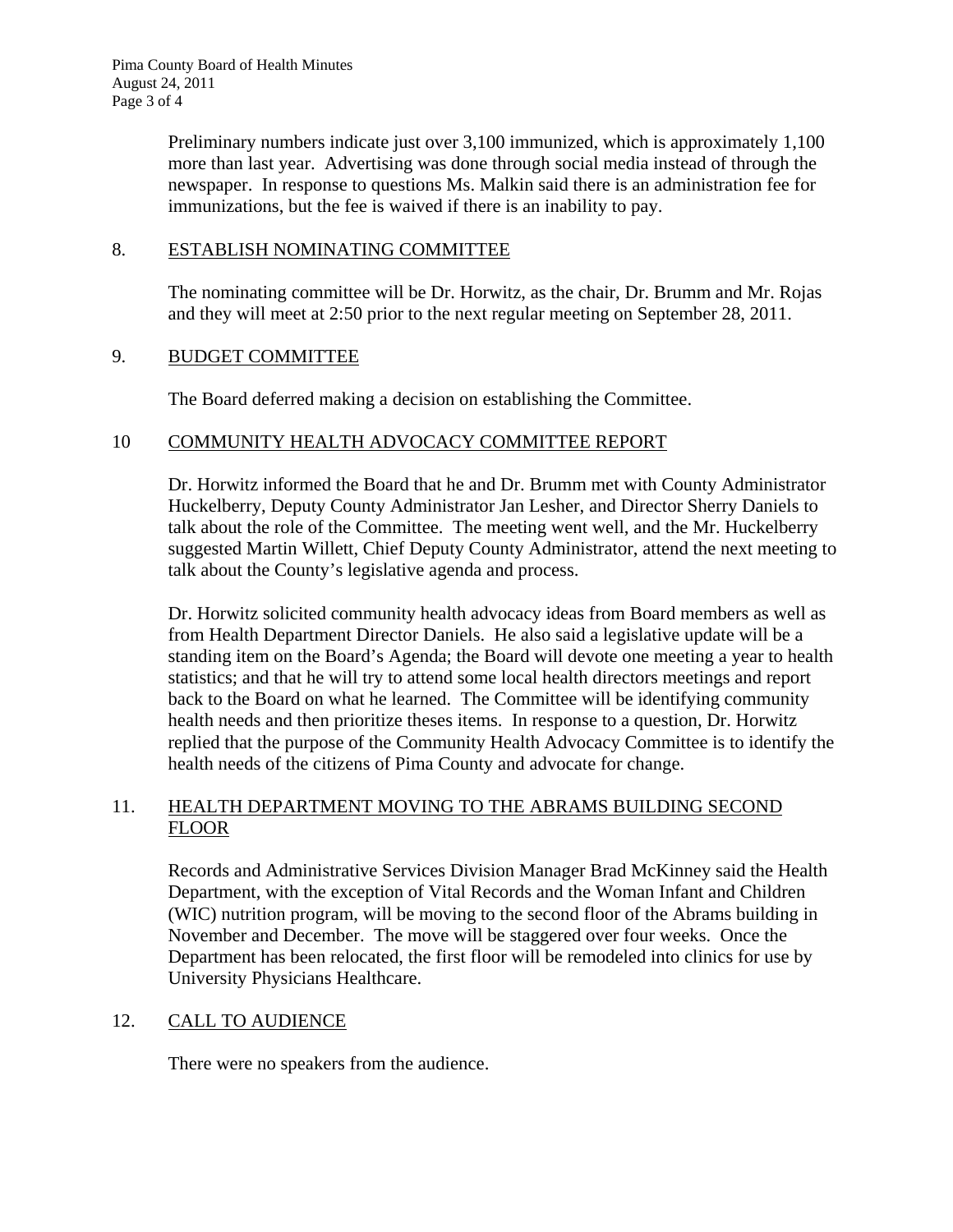Preliminary numbers indicate just over 3,100 immunized, which is approximately 1,100 more than last year. Advertising was done through social media instead of through the newspaper. In response to questions Ms. Malkin said there is an administration fee for immunizations, but the fee is waived if there is an inability to pay.

## 8. ESTABLISH NOMINATING COMMITTEE

The nominating committee will be Dr. Horwitz, as the chair, Dr. Brumm and Mr. Rojas and they will meet at 2:50 prior to the next regular meeting on September 28, 2011.

## 9. BUDGET COMMITTEE

The Board deferred making a decision on establishing the Committee.

## 10 COMMUNITY HEALTH ADVOCACY COMMITTEE REPORT

Dr. Horwitz informed the Board that he and Dr. Brumm met with County Administrator Huckelberry, Deputy County Administrator Jan Lesher, and Director Sherry Daniels to talk about the role of the Committee. The meeting went well, and the Mr. Huckelberry suggested Martin Willett, Chief Deputy County Administrator, attend the next meeting to talk about the County's legislative agenda and process.

Dr. Horwitz solicited community health advocacy ideas from Board members as well as from Health Department Director Daniels. He also said a legislative update will be a standing item on the Board's Agenda; the Board will devote one meeting a year to health statistics; and that he will try to attend some local health directors meetings and report back to the Board on what he learned. The Committee will be identifying community health needs and then prioritize theses items. In response to a question, Dr. Horwitz replied that the purpose of the Community Health Advocacy Committee is to identify the health needs of the citizens of Pima County and advocate for change.

## 11. HEALTH DEPARTMENT MOVING TO THE ABRAMS BUILDING SECOND FLOOR

Records and Administrative Services Division Manager Brad McKinney said the Health Department, with the exception of Vital Records and the Woman Infant and Children (WIC) nutrition program, will be moving to the second floor of the Abrams building in November and December. The move will be staggered over four weeks. Once the Department has been relocated, the first floor will be remodeled into clinics for use by University Physicians Healthcare.

## 12. CALL TO AUDIENCE

There were no speakers from the audience.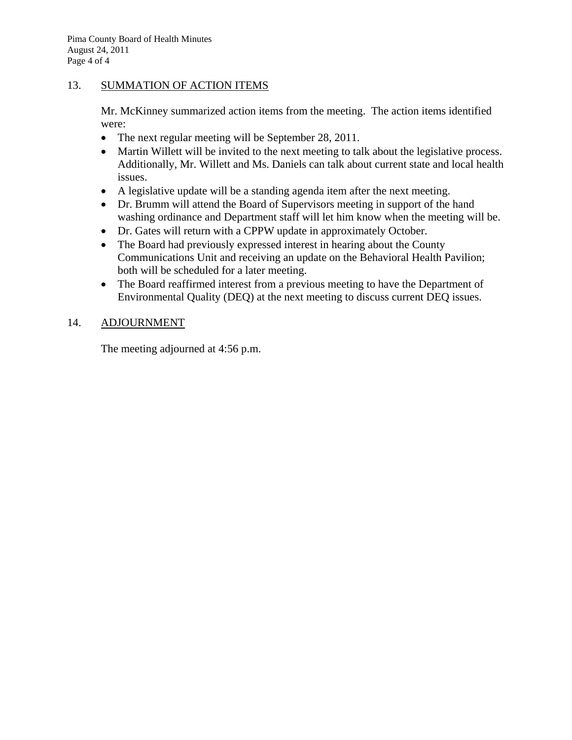## 13. SUMMATION OF ACTION ITEMS

Mr. McKinney summarized action items from the meeting. The action items identified were:

- The next regular meeting will be September 28, 2011.
- Martin Willett will be invited to the next meeting to talk about the legislative process. Additionally, Mr. Willett and Ms. Daniels can talk about current state and local health issues.
- A legislative update will be a standing agenda item after the next meeting.
- Dr. Brumm will attend the Board of Supervisors meeting in support of the hand washing ordinance and Department staff will let him know when the meeting will be.
- Dr. Gates will return with a CPPW update in approximately October.
- The Board had previously expressed interest in hearing about the County Communications Unit and receiving an update on the Behavioral Health Pavilion; both will be scheduled for a later meeting.
- The Board reaffirmed interest from a previous meeting to have the Department of Environmental Quality (DEQ) at the next meeting to discuss current DEQ issues.

## 14. ADJOURNMENT

The meeting adjourned at 4:56 p.m.